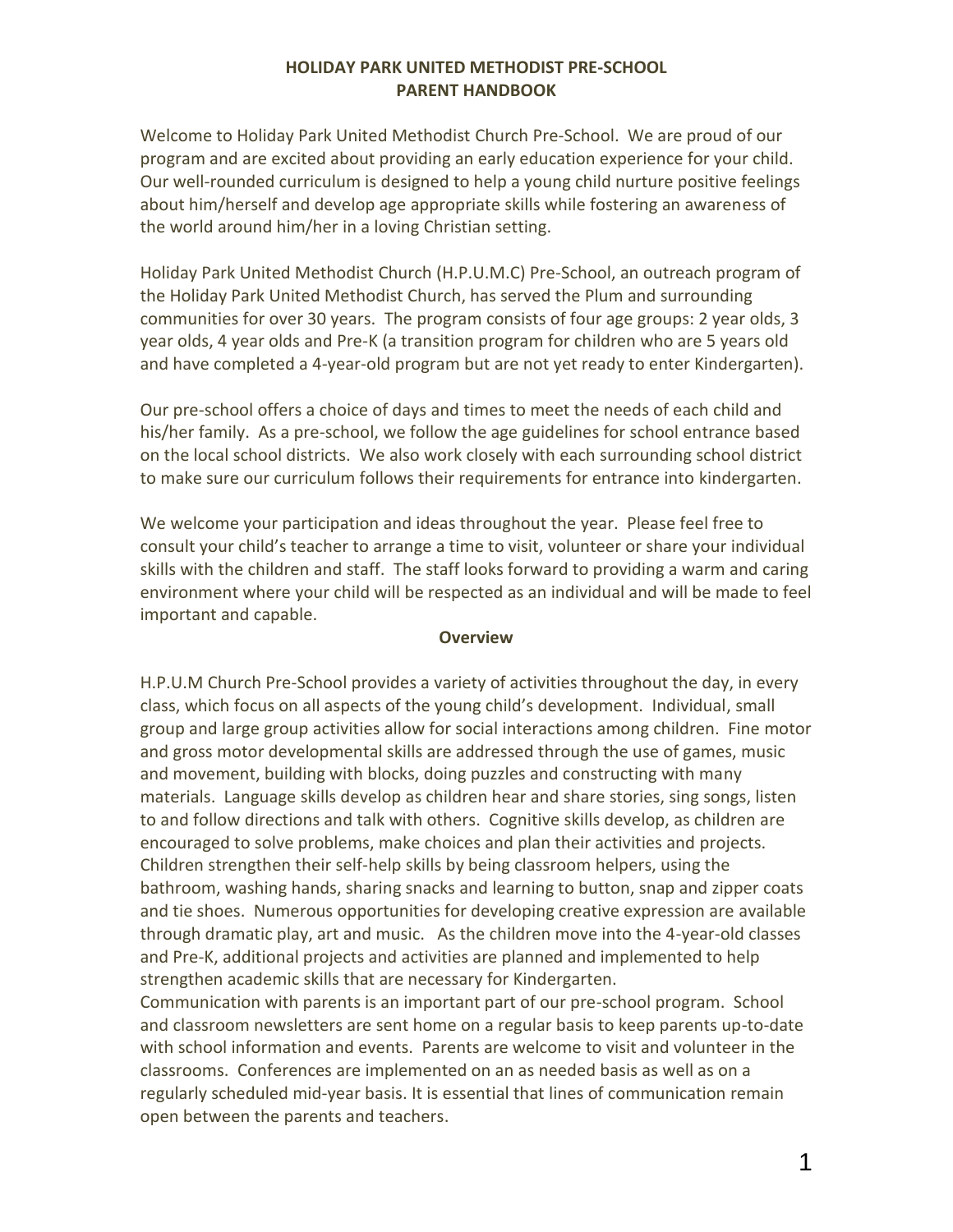# HOLIDAY PARK UNITED METHODIST PRE-SCHOOL
# PARENT HANDBOOK

Welcome to Holiday Park United Methodist Church Pre-School. We are proud of our program and are excited about providing an early education experience for your child. Our well-rounded curriculum is designed to help a young child nurture positive feelings about him/herself and develop age appropriate skills while fostering an awareness of the world around him/her in a loving Christian setting.

Holiday Park United Methodist Church (H.P.U.M.C) Pre-School, an outreach program of the Holiday Park United Methodist Church, has served the Plum and surrounding communities for over 30 years. The program consists of four age groups: 2 year olds, 3 year olds, 4 year olds and Pre-K (a transition program for children who are 5 years old and have completed a 4-year-old program but are not yet ready to enter Kindergarten).

Our pre-school offers a choice of days and times to meet the needs of each child and his/her family. As a pre-school, we follow the age guidelines for school entrance based on the local school districts. We also work closely with each surrounding school district to make sure our curriculum follows their requirements for entrance into kindergarten.

We welcome your participation and ideas throughout the year. Please feel free to consult your child's teacher to arrange a time to visit, volunteer or share your individual skills with the children and staff. The staff looks forward to providing a warm and caring environment where your child will be respected as an individual and will be made to feel important and capable.

## Overview

H.P.U.M Church Pre-School provides a variety of activities throughout the day, in every class, which focus on all aspects of the young child's development. Individual, small group and large group activities allow for social interactions among children. Fine motor and gross motor developmental skills are addressed through the use of games, music and movement, building with blocks, doing puzzles and constructing with many materials. Language skills develop as children hear and share stories, sing songs, listen to and follow directions and talk with others. Cognitive skills develop, as children are encouraged to solve problems, make choices and plan their activities and projects. Children strengthen their self-help skills by being classroom helpers, using the bathroom, washing hands, sharing snacks and learning to button, snap and zipper coats and tie shoes. Numerous opportunities for developing creative expression are available through dramatic play, art and music. As the children move into the 4-year-old classes and Pre-K, additional projects and activities are planned and implemented to help strengthen academic skills that are necessary for Kindergarten.

Communication with parents is an important part of our pre-school program. School and classroom newsletters are sent home on a regular basis to keep parents up-to-date with school information and events. Parents are welcome to visit and volunteer in the classrooms. Conferences are implemented on an as needed basis as well as on a regularly scheduled mid-year basis. It is essential that lines of communication remain open between the parents and teachers.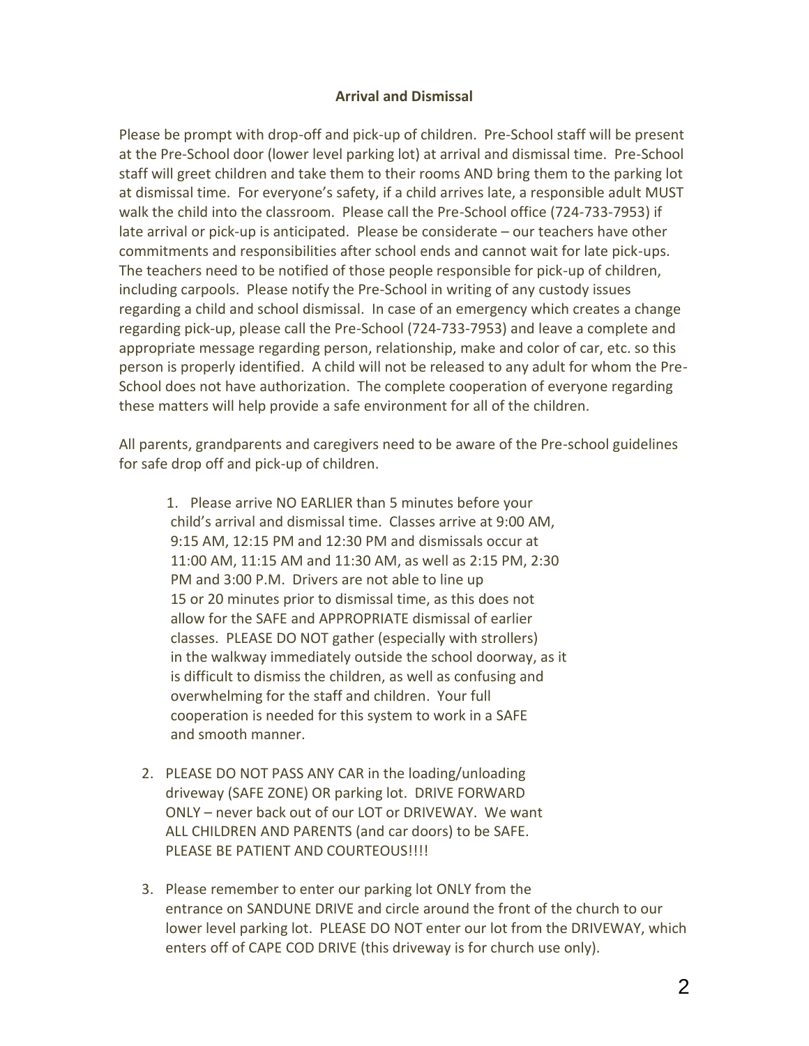**Arrival and Dismissal**

Please be prompt with drop-off and pick-up of children. Pre-School staff will be present at the Pre-School door (lower level parking lot) at arrival and dismissal time. Pre-School staff will greet children and take them to their rooms AND bring them to the parking lot at dismissal time. For everyone's safety, if a child arrives late, a responsible adult MUST walk the child into the classroom. Please call the Pre-School office (724-733-7953) if late arrival or pick-up is anticipated. Please be considerate – our teachers have other commitments and responsibilities after school ends and cannot wait for late pick-ups. The teachers need to be notified of those people responsible for pick-up of children, including carpools. Please notify the Pre-School in writing of any custody issues regarding a child and school dismissal. In case of an emergency which creates a change regarding pick-up, please call the Pre-School (724-733-7953) and leave a complete and appropriate message regarding person, relationship, make and color of car, etc. so this person is properly identified. A child will not be released to any adult for whom the Pre-School does not have authorization. The complete cooperation of everyone regarding these matters will help provide a safe environment for all of the children.

All parents, grandparents and caregivers need to be aware of the Pre-school guidelines for safe drop off and pick-up of children.

1. Please arrive NO EARLIER than 5 minutes before your child's arrival and dismissal time. Classes arrive at 9:00 AM, 9:15 AM, 12:15 PM and 12:30 PM and dismissals occur at 11:00 AM, 11:15 AM and 11:30 AM, as well as 2:15 PM, 2:30 PM and 3:00 P.M. Drivers are not able to line up 15 or 20 minutes prior to dismissal time, as this does not allow for the SAFE and APPROPRIATE dismissal of earlier classes. PLEASE DO NOT gather (especially with strollers) in the walkway immediately outside the school doorway, as it is difficult to dismiss the children, as well as confusing and overwhelming for the staff and children. Your full cooperation is needed for this system to work in a SAFE and smooth manner.

2. PLEASE DO NOT PASS ANY CAR in the loading/unloading driveway (SAFE ZONE) OR parking lot. DRIVE FORWARD ONLY – never back out of our LOT or DRIVEWAY. We want ALL CHILDREN AND PARENTS (and car doors) to be SAFE. PLEASE BE PATIENT AND COURTEOUS!!!!

3. Please remember to enter our parking lot ONLY from the entrance on SANDUNE DRIVE and circle around the front of the church to our lower level parking lot. PLEASE DO NOT enter our lot from the DRIVEWAY, which enters off of CAPE COD DRIVE (this driveway is for church use only).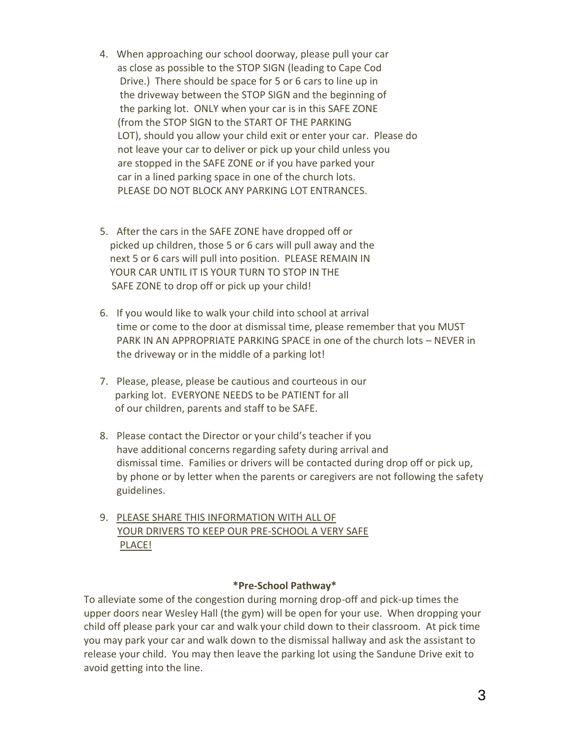4. When approaching our school doorway, please pull your car as close as possible to the STOP SIGN (leading to Cape Cod Drive.) There should be space for 5 or 6 cars to line up in the driveway between the STOP SIGN and the beginning of the parking lot. ONLY when your car is in this SAFE ZONE (from the STOP SIGN to the START OF THE PARKING LOT), should you allow your child exit or enter your car. Please do not leave your car to deliver or pick up your child unless you are stopped in the SAFE ZONE or if you have parked your car in a lined parking space in one of the church lots. PLEASE DO NOT BLOCK ANY PARKING LOT ENTRANCES.

5. After the cars in the SAFE ZONE have dropped off or picked up children, those 5 or 6 cars will pull away and the next 5 or 6 cars will pull into position. PLEASE REMAIN IN YOUR CAR UNTIL IT IS YOUR TURN TO STOP IN THE SAFE ZONE to drop off or pick up your child!

6. If you would like to walk your child into school at arrival time or come to the door at dismissal time, please remember that you MUST PARK IN AN APPROPRIATE PARKING SPACE in one of the church lots – NEVER in the driveway or in the middle of a parking lot!

7. Please, please, please be cautious and courteous in our parking lot. EVERYONE NEEDS to be PATIENT for all of our children, parents and staff to be SAFE.

8. Please contact the Director or your child's teacher if you have additional concerns regarding safety during arrival and dismissal time. Families or drivers will be contacted during drop off or pick up, by phone or by letter when the parents or caregivers are not following the safety guidelines.

9. <u>PLEASE SHARE THIS INFORMATION WITH ALL OF YOUR DRIVERS TO KEEP OUR PRE-SCHOOL A VERY SAFE PLACE!</u>

**\*Pre-School Pathway\***

To alleviate some of the congestion during morning drop-off and pick-up times the upper doors near Wesley Hall (the gym) will be open for your use. When dropping your child off please park your car and walk your child down to their classroom. At pick time you may park your car and walk down to the dismissal hallway and ask the assistant to release your child. You may then leave the parking lot using the Sandune Drive exit to avoid getting into the line.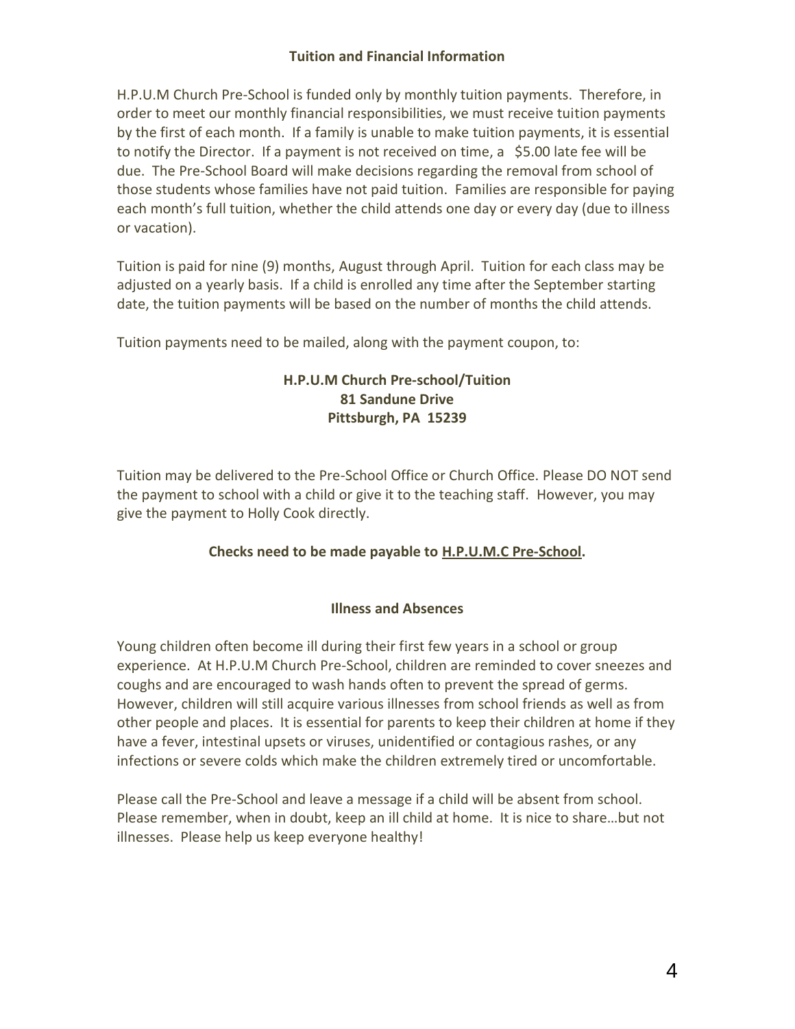## Tuition and Financial Information

H.P.U.M Church Pre-School is funded only by monthly tuition payments. Therefore, in order to meet our monthly financial responsibilities, we must receive tuition payments by the first of each month. If a family is unable to make tuition payments, it is essential to notify the Director. If a payment is not received on time, a $5.00 late fee will be due. The Pre-School Board will make decisions regarding the removal from school of those students whose families have not paid tuition. Families are responsible for paying each month's full tuition, whether the child attends one day or every day (due to illness or vacation).

Tuition is paid for nine (9) months, August through April. Tuition for each class may be adjusted on a yearly basis. If a child is enrolled any time after the September starting date, the tuition payments will be based on the number of months the child attends.

Tuition payments need to be mailed, along with the payment coupon, to:

**H.P.U.M Church Pre-school/Tuition**
**81 Sandune Drive**
**Pittsburgh, PA 15239**

Tuition may be delivered to the Pre-School Office or Church Office. Please DO NOT send the payment to school with a child or give it to the teaching staff. However, you may give the payment to Holly Cook directly.

**Checks need to be made payable to <u>H.P.U.M.C Pre-School</u>.**

## Illness and Absences

Young children often become ill during their first few years in a school or group experience. At H.P.U.M Church Pre-School, children are reminded to cover sneezes and coughs and are encouraged to wash hands often to prevent the spread of germs. However, children will still acquire various illnesses from school friends as well as from other people and places. It is essential for parents to keep their children at home if they have a fever, intestinal upsets or viruses, unidentified or contagious rashes, or any infections or severe colds which make the children extremely tired or uncomfortable.

Please call the Pre-School and leave a message if a child will be absent from school. Please remember, when in doubt, keep an ill child at home. It is nice to share…but not illnesses. Please help us keep everyone healthy!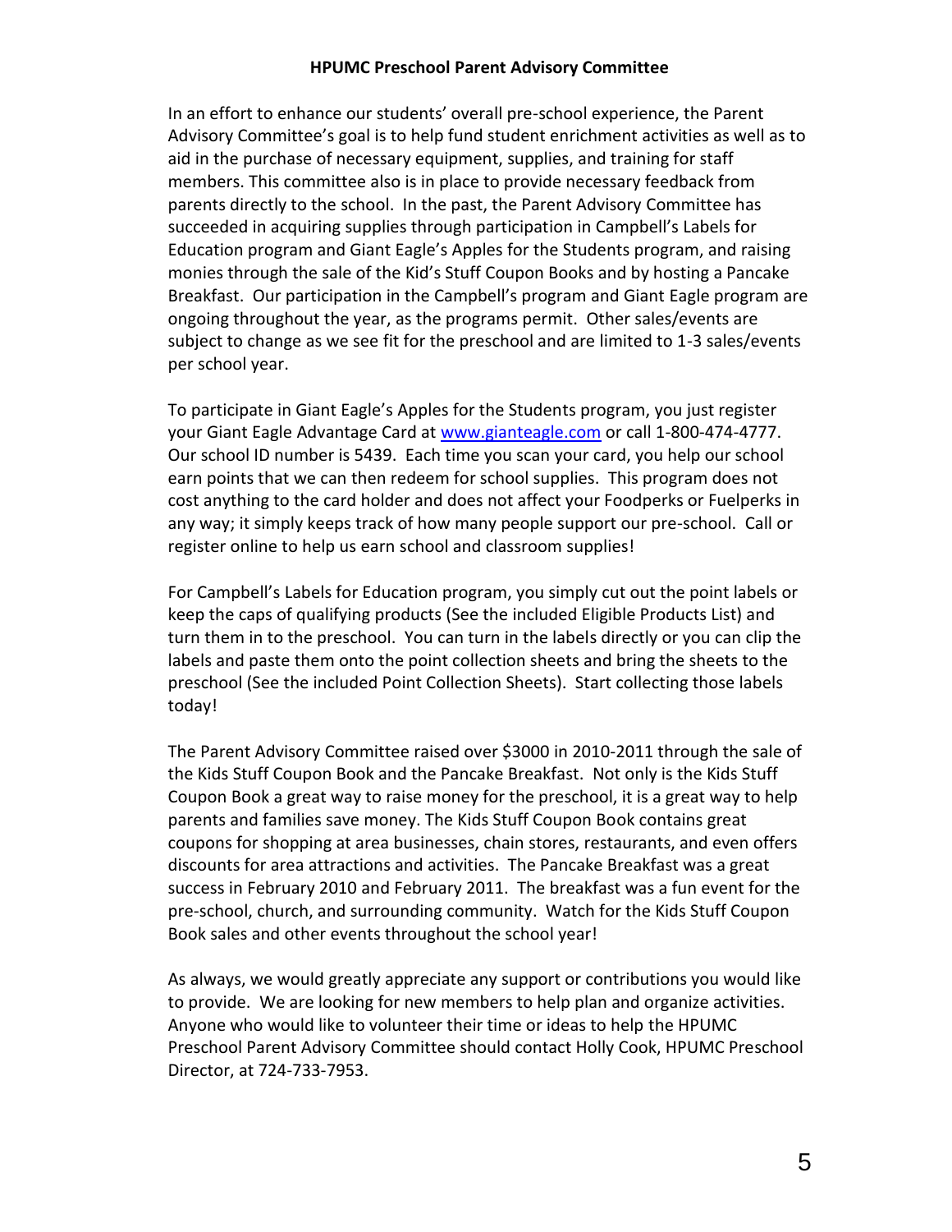# HPUMC Preschool Parent Advisory Committee

In an effort to enhance our students' overall pre-school experience, the Parent Advisory Committee's goal is to help fund student enrichment activities as well as to aid in the purchase of necessary equipment, supplies, and training for staff members. This committee also is in place to provide necessary feedback from parents directly to the school. In the past, the Parent Advisory Committee has succeeded in acquiring supplies through participation in Campbell's Labels for Education program and Giant Eagle's Apples for the Students program, and raising monies through the sale of the Kid's Stuff Coupon Books and by hosting a Pancake Breakfast. Our participation in the Campbell's program and Giant Eagle program are ongoing throughout the year, as the programs permit. Other sales/events are subject to change as we see fit for the preschool and are limited to 1-3 sales/events per school year.

To participate in Giant Eagle's Apples for the Students program, you just register your Giant Eagle Advantage Card at [www.gianteagle.com](http://www.gianteagle.com) or call 1-800-474-4777. Our school ID number is 5439. Each time you scan your card, you help our school earn points that we can then redeem for school supplies. This program does not cost anything to the card holder and does not affect your Foodperks or Fuelperks in any way; it simply keeps track of how many people support our pre-school. Call or register online to help us earn school and classroom supplies!

For Campbell's Labels for Education program, you simply cut out the point labels or keep the caps of qualifying products (See the included Eligible Products List) and turn them in to the preschool. You can turn in the labels directly or you can clip the labels and paste them onto the point collection sheets and bring the sheets to the preschool (See the included Point Collection Sheets). Start collecting those labels today!

The Parent Advisory Committee raised over $3000 in 2010-2011 through the sale of the Kids Stuff Coupon Book and the Pancake Breakfast. Not only is the Kids Stuff Coupon Book a great way to raise money for the preschool, it is a great way to help parents and families save money. The Kids Stuff Coupon Book contains great coupons for shopping at area businesses, chain stores, restaurants, and even offers discounts for area attractions and activities. The Pancake Breakfast was a great success in February 2010 and February 2011. The breakfast was a fun event for the pre-school, church, and surrounding community. Watch for the Kids Stuff Coupon Book sales and other events throughout the school year!

As always, we would greatly appreciate any support or contributions you would like to provide. We are looking for new members to help plan and organize activities. Anyone who would like to volunteer their time or ideas to help the HPUMC Preschool Parent Advisory Committee should contact Holly Cook, HPUMC Preschool Director, at 724-733-7953.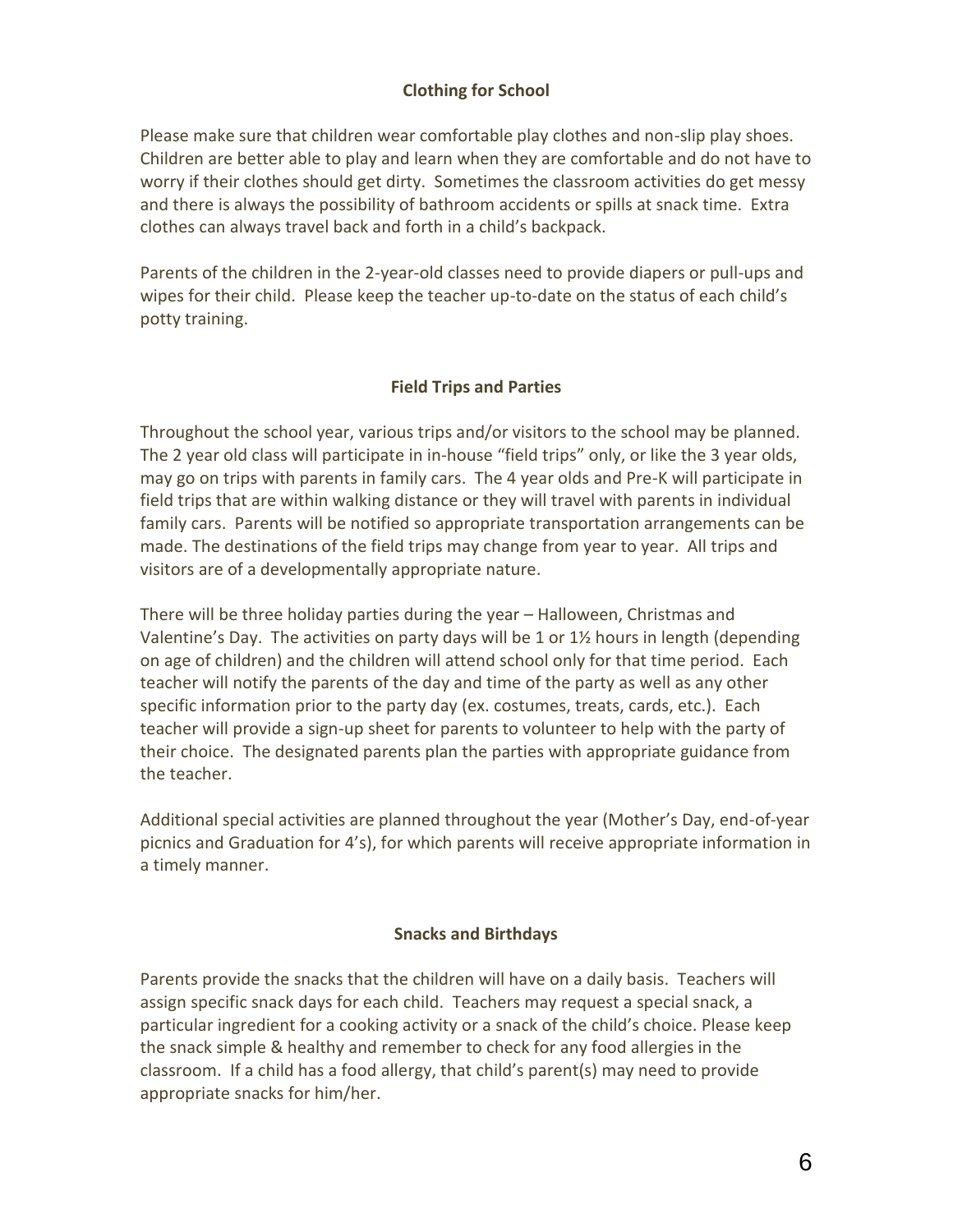## Clothing for School

Please make sure that children wear comfortable play clothes and non-slip play shoes. Children are better able to play and learn when they are comfortable and do not have to worry if their clothes should get dirty. Sometimes the classroom activities do get messy and there is always the possibility of bathroom accidents or spills at snack time. Extra clothes can always travel back and forth in a child's backpack.

Parents of the children in the 2-year-old classes need to provide diapers or pull-ups and wipes for their child. Please keep the teacher up-to-date on the status of each child's potty training.

## Field Trips and Parties

Throughout the school year, various trips and/or visitors to the school may be planned. The 2 year old class will participate in in-house "field trips" only, or like the 3 year olds, may go on trips with parents in family cars. The 4 year olds and Pre-K will participate in field trips that are within walking distance or they will travel with parents in individual family cars. Parents will be notified so appropriate transportation arrangements can be made. The destinations of the field trips may change from year to year. All trips and visitors are of a developmentally appropriate nature.

There will be three holiday parties during the year – Halloween, Christmas and Valentine's Day. The activities on party days will be 1 or 1½ hours in length (depending on age of children) and the children will attend school only for that time period. Each teacher will notify the parents of the day and time of the party as well as any other specific information prior to the party day (ex. costumes, treats, cards, etc.). Each teacher will provide a sign-up sheet for parents to volunteer to help with the party of their choice. The designated parents plan the parties with appropriate guidance from the teacher.

Additional special activities are planned throughout the year (Mother's Day, end-of-year picnics and Graduation for 4's), for which parents will receive appropriate information in a timely manner.

## Snacks and Birthdays

Parents provide the snacks that the children will have on a daily basis. Teachers will assign specific snack days for each child. Teachers may request a special snack, a particular ingredient for a cooking activity or a snack of the child's choice. Please keep the snack simple & healthy and remember to check for any food allergies in the classroom. If a child has a food allergy, that child's parent(s) may need to provide appropriate snacks for him/her.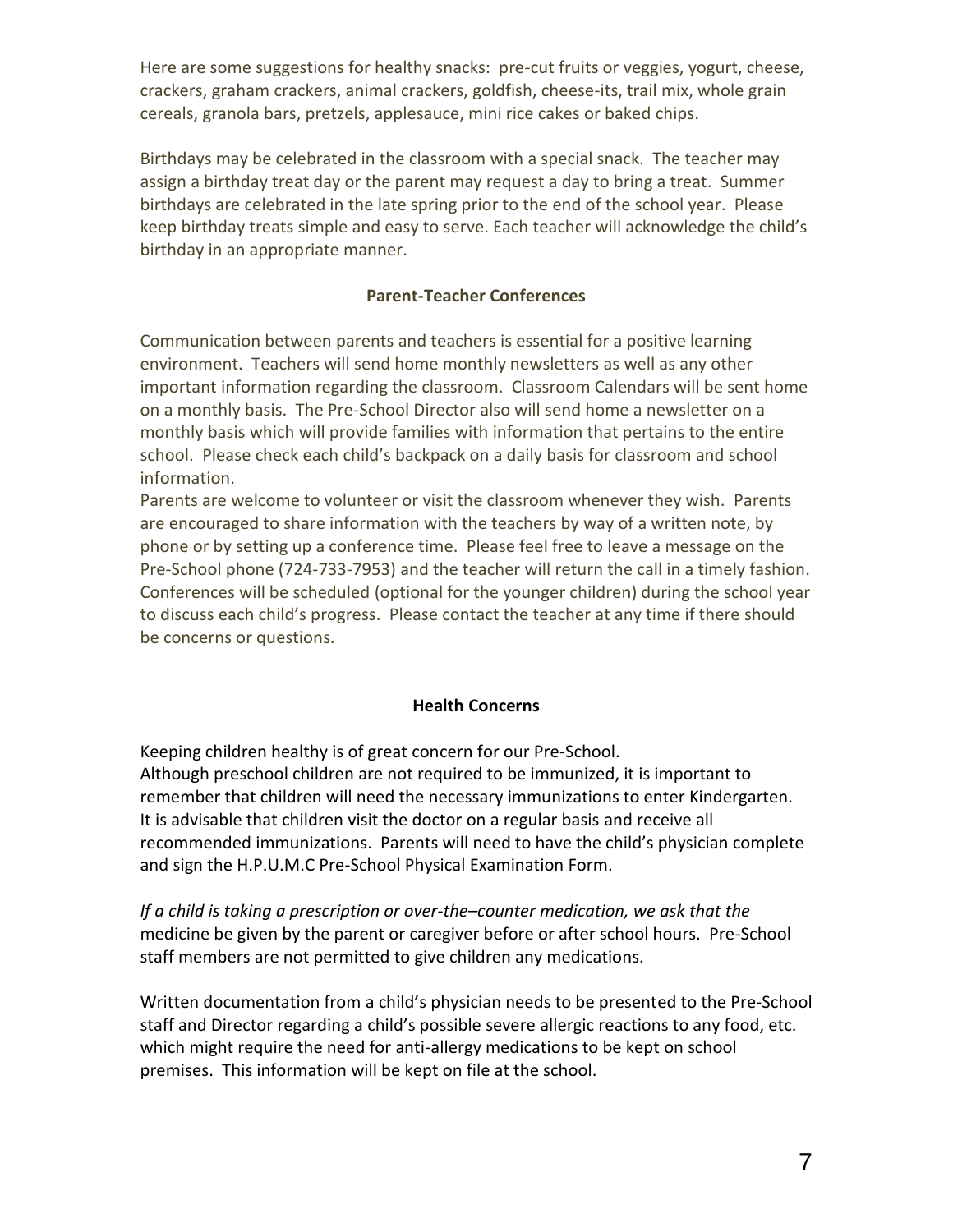Here are some suggestions for healthy snacks: pre-cut fruits or veggies, yogurt, cheese, crackers, graham crackers, animal crackers, goldfish, cheese-its, trail mix, whole grain cereals, granola bars, pretzels, applesauce, mini rice cakes or baked chips.

Birthdays may be celebrated in the classroom with a special snack. The teacher may assign a birthday treat day or the parent may request a day to bring a treat. Summer birthdays are celebrated in the late spring prior to the end of the school year. Please keep birthday treats simple and easy to serve. Each teacher will acknowledge the child's birthday in an appropriate manner.

## Parent-Teacher Conferences

Communication between parents and teachers is essential for a positive learning environment. Teachers will send home monthly newsletters as well as any other important information regarding the classroom. Classroom Calendars will be sent home on a monthly basis. The Pre-School Director also will send home a newsletter on a monthly basis which will provide families with information that pertains to the entire school. Please check each child's backpack on a daily basis for classroom and school information.

Parents are welcome to volunteer or visit the classroom whenever they wish. Parents are encouraged to share information with the teachers by way of a written note, by phone or by setting up a conference time. Please feel free to leave a message on the Pre-School phone (724-733-7953) and the teacher will return the call in a timely fashion. Conferences will be scheduled (optional for the younger children) during the school year to discuss each child's progress. Please contact the teacher at any time if there should be concerns or questions.

## Health Concerns

Keeping children healthy is of great concern for our Pre-School.
Although preschool children are not required to be immunized, it is important to remember that children will need the necessary immunizations to enter Kindergarten. It is advisable that children visit the doctor on a regular basis and receive all recommended immunizations. Parents will need to have the child's physician complete and sign the H.P.U.M.C Pre-School Physical Examination Form.

*If a child is taking a prescription or over-the–counter medication, we ask that the* medicine be given by the parent or caregiver before or after school hours. Pre-School staff members are not permitted to give children any medications.

Written documentation from a child's physician needs to be presented to the Pre-School staff and Director regarding a child's possible severe allergic reactions to any food, etc. which might require the need for anti-allergy medications to be kept on school premises. This information will be kept on file at the school.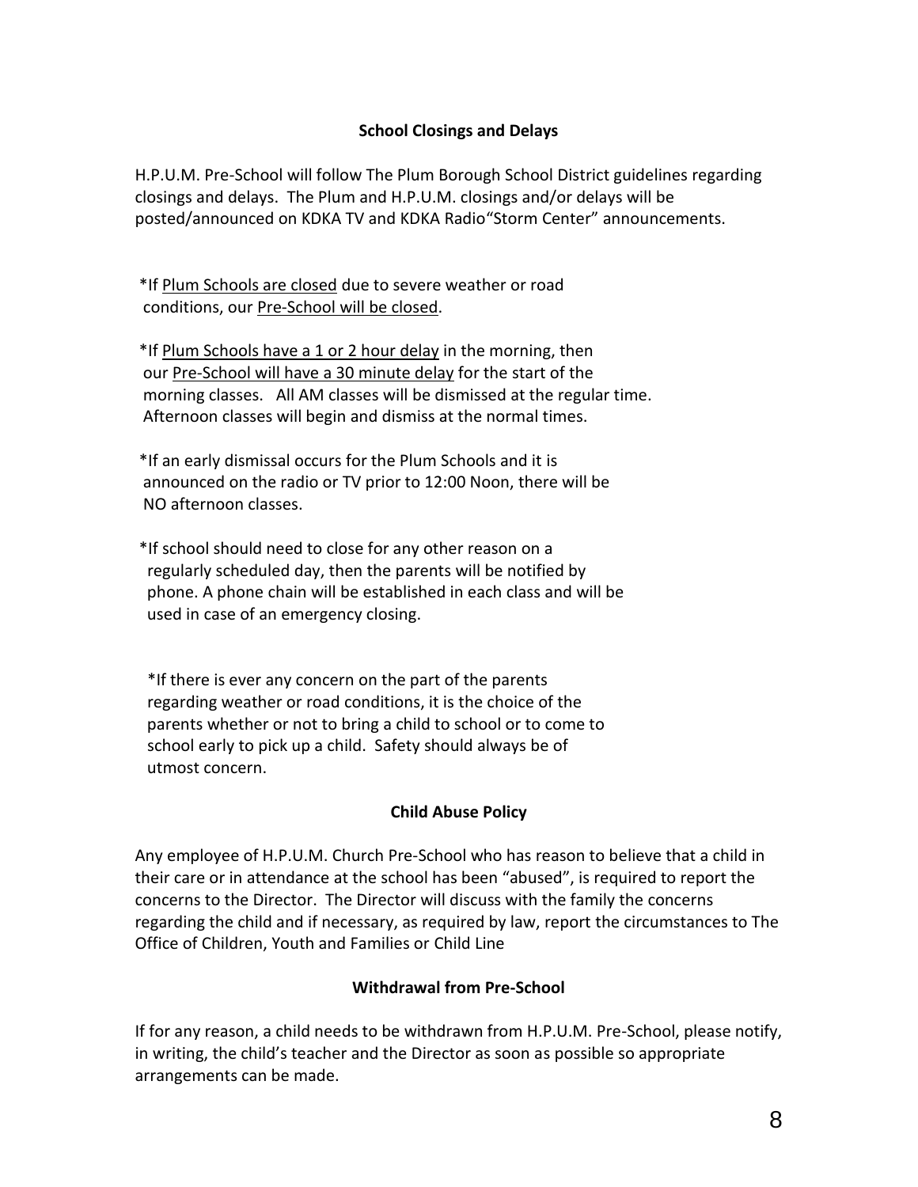## School Closings and Delays

H.P.U.M. Pre-School will follow The Plum Borough School District guidelines regarding closings and delays. The Plum and H.P.U.M. closings and/or delays will be posted/announced on KDKA TV and KDKA Radio"Storm Center" announcements.

*If Plum Schools are closed due to severe weather or road conditions, our Pre-School will be closed.

*If Plum Schools have a 1 or 2 hour delay in the morning, then our Pre-School will have a 30 minute delay for the start of the morning classes. All AM classes will be dismissed at the regular time. Afternoon classes will begin and dismiss at the normal times.

*If an early dismissal occurs for the Plum Schools and it is announced on the radio or TV prior to 12:00 Noon, there will be NO afternoon classes.

*If school should need to close for any other reason on a regularly scheduled day, then the parents will be notified by phone. A phone chain will be established in each class and will be used in case of an emergency closing.

*If there is ever any concern on the part of the parents regarding weather or road conditions, it is the choice of the parents whether or not to bring a child to school or to come to school early to pick up a child. Safety should always be of utmost concern.

## Child Abuse Policy

Any employee of H.P.U.M. Church Pre-School who has reason to believe that a child in their care or in attendance at the school has been "abused", is required to report the concerns to the Director. The Director will discuss with the family the concerns regarding the child and if necessary, as required by law, report the circumstances to The Office of Children, Youth and Families or Child Line

## Withdrawal from Pre-School

If for any reason, a child needs to be withdrawn from H.P.U.M. Pre-School, please notify, in writing, the child's teacher and the Director as soon as possible so appropriate arrangements can be made.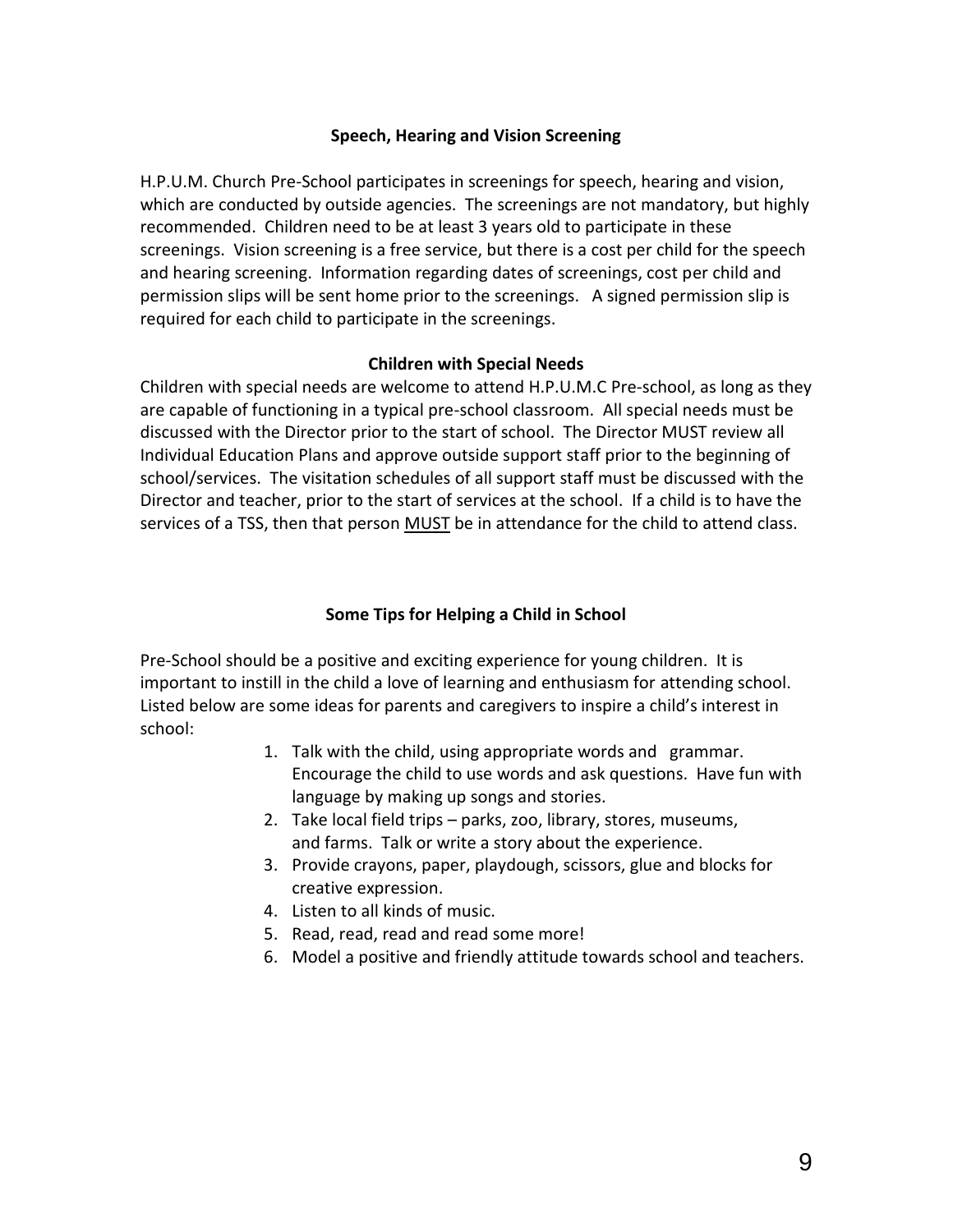## Speech, Hearing and Vision Screening

H.P.U.M. Church Pre-School participates in screenings for speech, hearing and vision, which are conducted by outside agencies. The screenings are not mandatory, but highly recommended. Children need to be at least 3 years old to participate in these screenings. Vision screening is a free service, but there is a cost per child for the speech and hearing screening. Information regarding dates of screenings, cost per child and permission slips will be sent home prior to the screenings. A signed permission slip is required for each child to participate in the screenings.

## Children with Special Needs

Children with special needs are welcome to attend H.P.U.M.C Pre-school, as long as they are capable of functioning in a typical pre-school classroom. All special needs must be discussed with the Director prior to the start of school. The Director MUST review all Individual Education Plans and approve outside support staff prior to the beginning of school/services. The visitation schedules of all support staff must be discussed with the Director and teacher, prior to the start of services at the school. If a child is to have the services of a TSS, then that person <u>MUST</u> be in attendance for the child to attend class.

## Some Tips for Helping a Child in School

Pre-School should be a positive and exciting experience for young children. It is important to instill in the child a love of learning and enthusiasm for attending school. Listed below are some ideas for parents and caregivers to inspire a child's interest in school:

1. Talk with the child, using appropriate words and grammar. Encourage the child to use words and ask questions. Have fun with language by making up songs and stories.
2. Take local field trips – parks, zoo, library, stores, museums, and farms. Talk or write a story about the experience.
3. Provide crayons, paper, playdough, scissors, glue and blocks for creative expression.
4. Listen to all kinds of music.
5. Read, read, read and read some more!
6. Model a positive and friendly attitude towards school and teachers.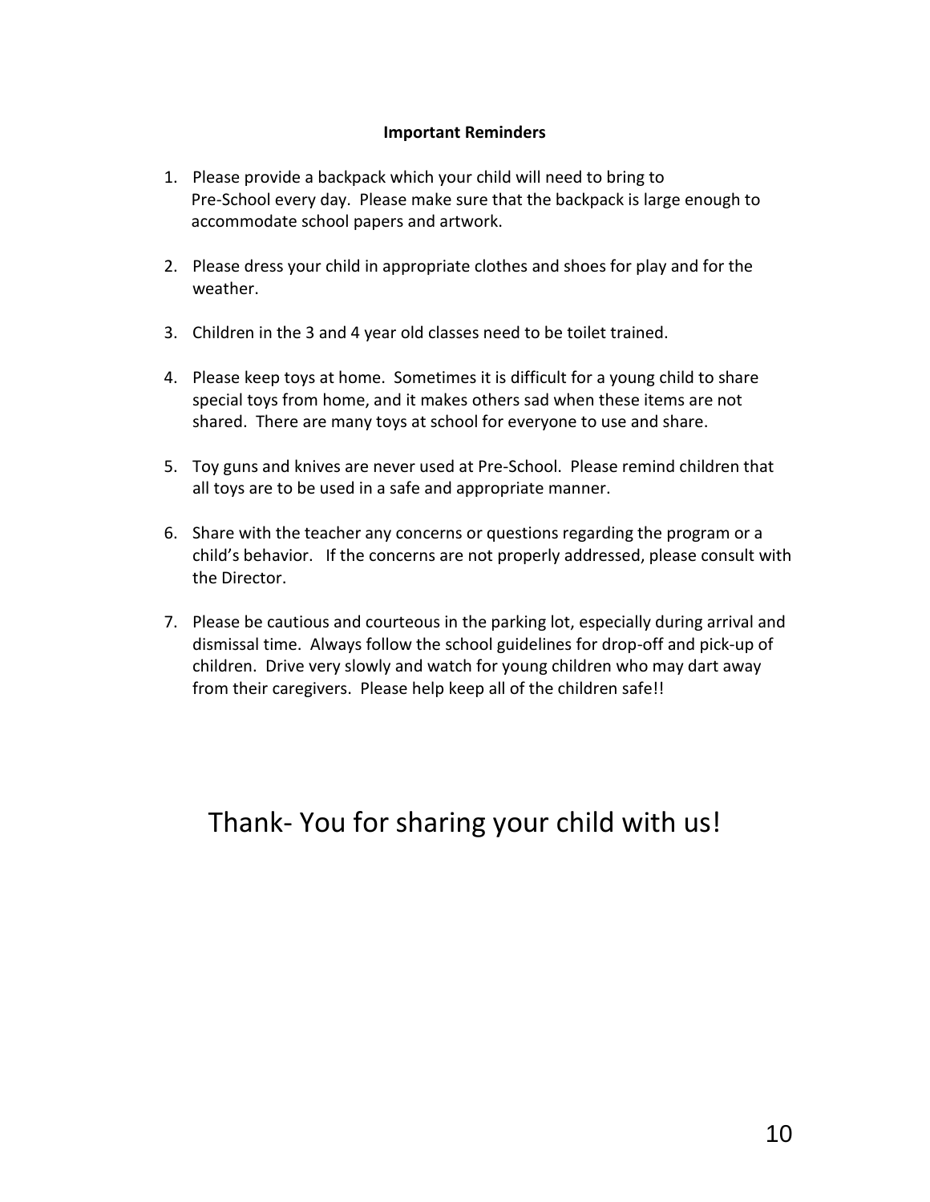**Important Reminders**

1. Please provide a backpack which your child will need to bring to Pre-School every day. Please make sure that the backpack is large enough to accommodate school papers and artwork.

2. Please dress your child in appropriate clothes and shoes for play and for the weather.

3. Children in the 3 and 4 year old classes need to be toilet trained.

4. Please keep toys at home. Sometimes it is difficult for a young child to share special toys from home, and it makes others sad when these items are not shared. There are many toys at school for everyone to use and share.

5. Toy guns and knives are never used at Pre-School. Please remind children that all toys are to be used in a safe and appropriate manner.

6. Share with the teacher any concerns or questions regarding the program or a child's behavior. If the concerns are not properly addressed, please consult with the Director.

7. Please be cautious and courteous in the parking lot, especially during arrival and dismissal time. Always follow the school guidelines for drop-off and pick-up of children. Drive very slowly and watch for young children who may dart away from their caregivers. Please help keep all of the children safe!!

Thank- You for sharing your child with us!